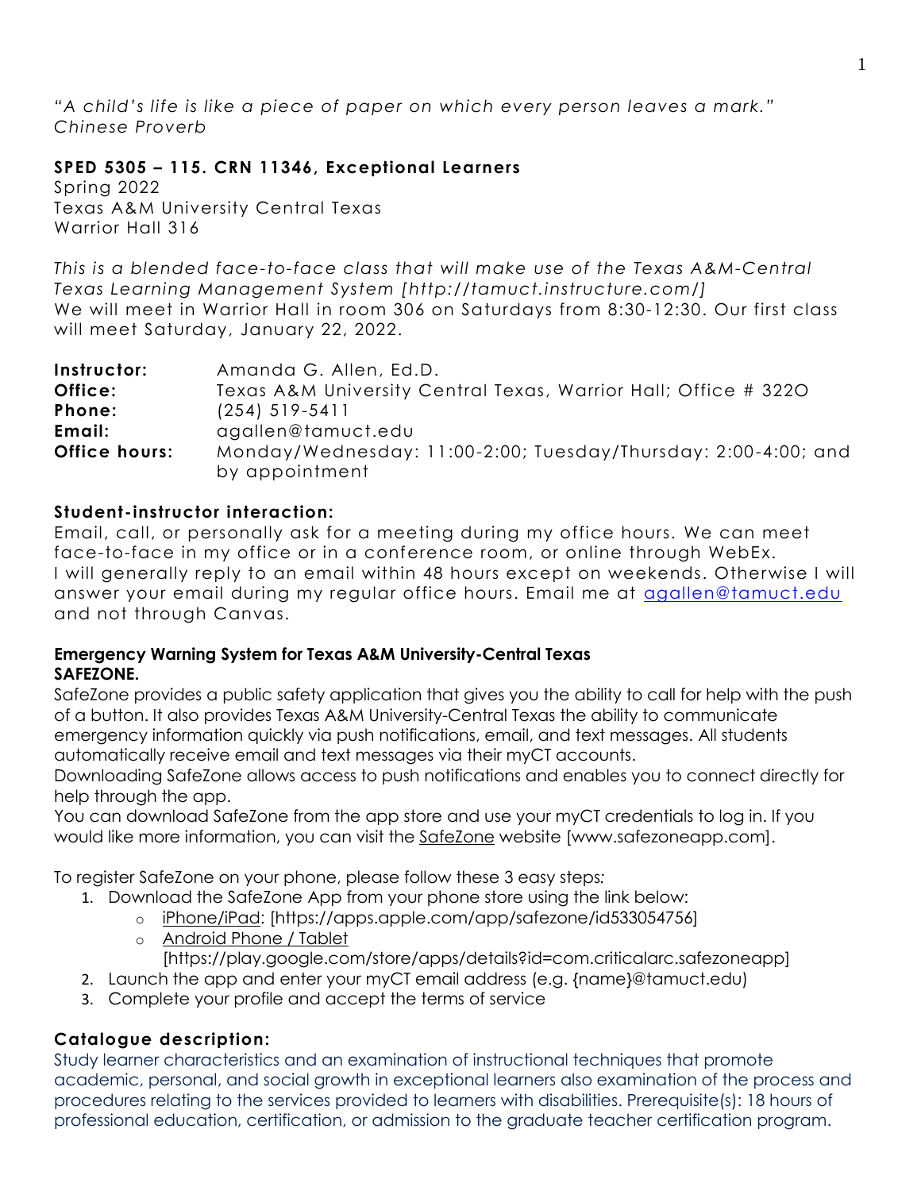*"A child's life is like a piece of paper on which every person leaves a mark."*
*Chinese Proverb*

**SPED 5305 – 115. CRN 11346, Exceptional Learners**
Spring 2022
Texas A&M University Central Texas
Warrior Hall 316

*This is a blended face-to-face class that will make use of the Texas A&M-Central Texas Learning Management System [http://tamuct.instructure.com/]*
We will meet in Warrior Hall in room 306 on Saturdays from 8:30-12:30. Our first class will meet Saturday, January 22, 2022.

| | |
|---|---|
| **Instructor:** | Amanda G. Allen, Ed.D. |
| **Office:** | Texas A&M University Central Texas, Warrior Hall; Office # 322O |
| **Phone:** | (254) 519-5411 |
| **Email:** | agallen@tamuct.edu |
| **Office hours:** | Monday/Wednesday: 11:00-2:00; Tuesday/Thursday: 2:00-4:00; and by appointment |

**Student-instructor interaction:**
Email, call, or personally ask for a meeting during my office hours. We can meet face-to-face in my office or in a conference room, or online through WebEx.
I will generally reply to an email within 48 hours except on weekends. Otherwise I will answer your email during my regular office hours. Email me at agallen@tamuct.edu and not through Canvas.

**Emergency Warning System for Texas A&M University-Central Texas**
**SAFEZONE.**
SafeZone provides a public safety application that gives you the ability to call for help with the push of a button. It also provides Texas A&M University-Central Texas the ability to communicate emergency information quickly via push notifications, email, and text messages. All students automatically receive email and text messages via their myCT accounts.
Downloading SafeZone allows access to push notifications and enables you to connect directly for help through the app.
You can download SafeZone from the app store and use your myCT credentials to log in. If you would like more information, you can visit the SafeZone website [www.safezoneapp.com].

To register SafeZone on your phone, please follow these 3 easy steps:

1. Download the SafeZone App from your phone store using the link below:
   - iPhone/iPad: [https://apps.apple.com/app/safezone/id533054756]
   - Android Phone / Tablet [https://play.google.com/store/apps/details?id=com.criticalarc.safezoneapp]
2. Launch the app and enter your myCT email address (e.g. {name}@tamuct.edu)
3. Complete your profile and accept the terms of service

**Catalogue description:**
Study learner characteristics and an examination of instructional techniques that promote academic, personal, and social growth in exceptional learners also examination of the process and procedures relating to the services provided to learners with disabilities. Prerequisite(s): 18 hours of professional education, certification, or admission to the graduate teacher certification program.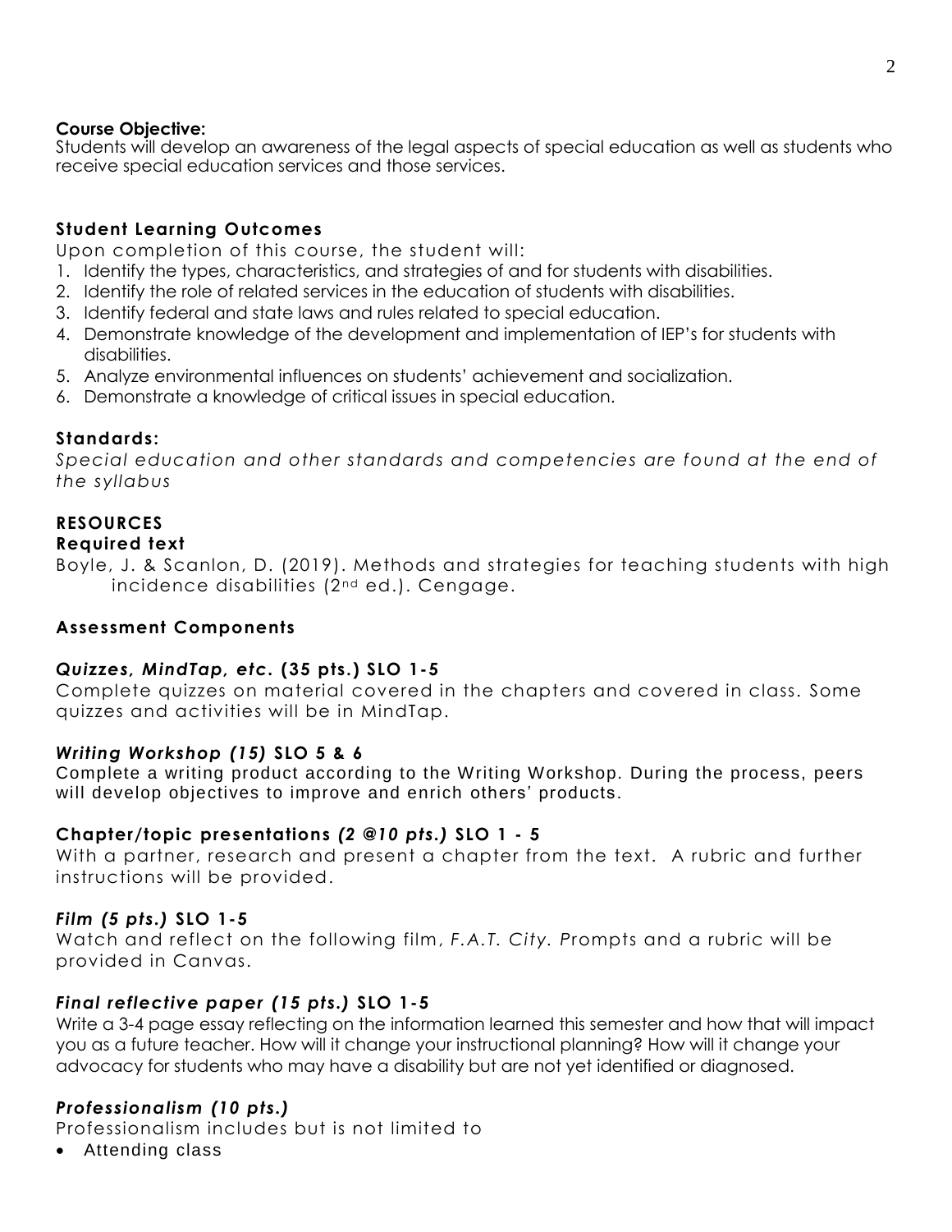**Course Objective:**
Students will develop an awareness of the legal aspects of special education as well as students who receive special education services and those services.

**Student Learning Outcomes**

Upon completion of this course, the student will:

1. Identify the types, characteristics, and strategies of and for students with disabilities.
2. Identify the role of related services in the education of students with disabilities.
3. Identify federal and state laws and rules related to special education.
4. Demonstrate knowledge of the development and implementation of IEP's for students with disabilities.
5. Analyze environmental influences on students' achievement and socialization.
6. Demonstrate a knowledge of critical issues in special education.

**Standards:**

*Special education and other standards and competencies are found at the end of the syllabus*

**RESOURCES**

**Required text**

Boyle, J. & Scanlon, D. (2019). Methods and strategies for teaching students with high incidence disabilities (2nd ed.). Cengage.

**Assessment Components**

***Quizzes, MindTap, etc.* (35 pts.) SLO 1-5**

Complete quizzes on material covered in the chapters and covered in class. Some quizzes and activities will be in MindTap.

***Writing Workshop (15)* SLO 5 & 6**

Complete a writing product according to the Writing Workshop. During the process, peers will develop objectives to improve and enrich others' products.

**Chapter/topic presentations *(2 @10 pts.)* SLO 1 - 5**

With a partner, research and present a chapter from the text. A rubric and further instructions will be provided.

***Film (5 pts.)* SLO 1-5**

Watch and reflect on the following film, *F.A.T. City.* Prompts and a rubric will be provided in Canvas.

***Final reflective paper (15 pts.)* SLO 1-5**

Write a 3-4 page essay reflecting on the information learned this semester and how that will impact you as a future teacher. How will it change your instructional planning? How will it change your advocacy for students who may have a disability but are not yet identified or diagnosed.

***Professionalism (10 pts.)***

Professionalism includes but is not limited to

- Attending class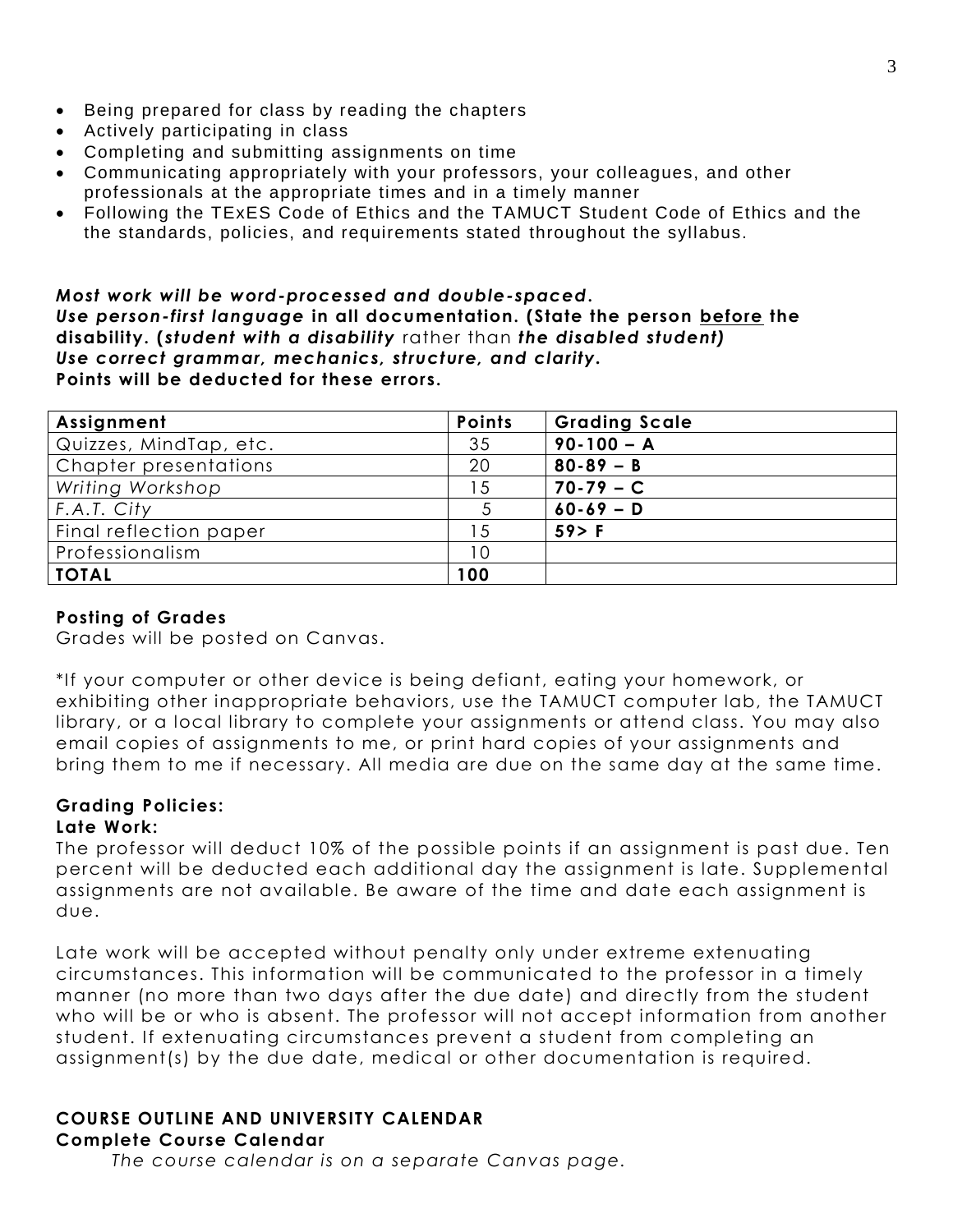- Being prepared for class by reading the chapters
- Actively participating in class
- Completing and submitting assignments on time
- Communicating appropriately with your professors, your colleagues, and other professionals at the appropriate times and in a timely manner
- Following the TExES Code of Ethics and the TAMUCT Student Code of Ethics and the the standards, policies, and requirements stated throughout the syllabus.

***Most work will be word-processed and double-spaced.***
***Use person-first language* in all documentation. (State the person <u>before</u> the disability. (*student with a disability*** rather than ***the disabled student)***
***Use correct grammar, mechanics, structure, and clarity.***
**Points will be deducted for these errors.**

| **Assignment** | **Points** | **Grading Scale** |
|---|---|---|
| Quizzes, MindTap, etc. | 35 | **90-100 – A** |
| Chapter presentations | 20 | **80-89 – B** |
| *Writing Workshop* | 15 | **70-79 – C** |
| *F.A.T. City* | 5 | **60-69 – D** |
| Final reflection paper | 15 | **59> F** |
| Professionalism | 10 | |
| **TOTAL** | **100** | |

**Posting of Grades**
Grades will be posted on Canvas.

*If your computer or other device is being defiant, eating your homework, or exhibiting other inappropriate behaviors, use the TAMUCT computer lab, the TAMUCT library, or a local library to complete your assignments or attend class. You may also email copies of assignments to me, or print hard copies of your assignments and bring them to me if necessary. All media are due on the same day at the same time.

**Grading Policies:**
**Late Work:**
The professor will deduct 10% of the possible points if an assignment is past due. Ten percent will be deducted each additional day the assignment is late. Supplemental assignments are not available. Be aware of the time and date each assignment is due.

Late work will be accepted without penalty only under extreme extenuating circumstances. This information will be communicated to the professor in a timely manner (no more than two days after the due date) and directly from the student who will be or who is absent. The professor will not accept information from another student. If extenuating circumstances prevent a student from completing an assignment(s) by the due date, medical or other documentation is required.

**COURSE OUTLINE AND UNIVERSITY CALENDAR**
**Complete Course Calendar**

*The course calendar is on a separate Canvas page.*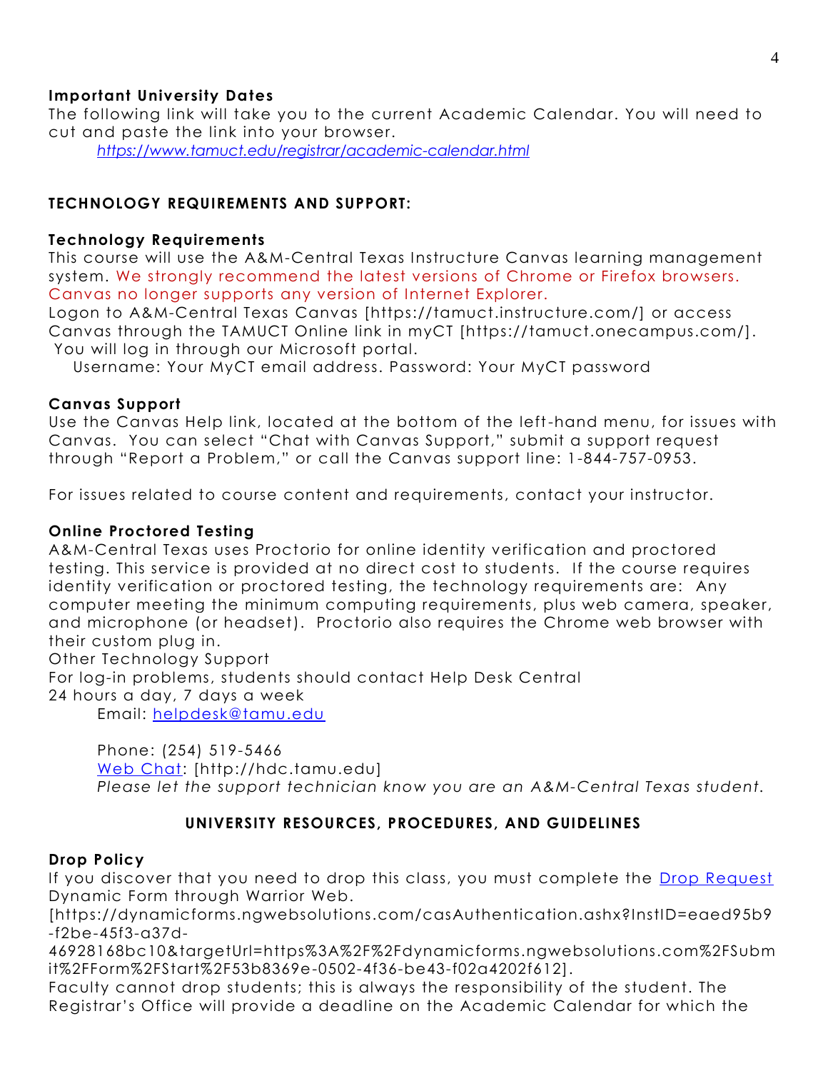### Important University Dates

The following link will take you to the current Academic Calendar. You will need to cut and paste the link into your browser.

*https://www.tamuct.edu/registrar/academic-calendar.html*

## TECHNOLOGY REQUIREMENTS AND SUPPORT:

### Technology Requirements

This course will use the A&M-Central Texas Instructure Canvas learning management system. We strongly recommend the latest versions of Chrome or Firefox browsers. Canvas no longer supports any version of Internet Explorer.

Logon to A&M-Central Texas Canvas [https://tamuct.instructure.com/] or access Canvas through the TAMUCT Online link in myCT [https://tamuct.onecampus.com/]. You will log in through our Microsoft portal.

Username: Your MyCT email address. Password: Your MyCT password

### Canvas Support

Use the Canvas Help link, located at the bottom of the left-hand menu, for issues with Canvas. You can select "Chat with Canvas Support," submit a support request through "Report a Problem," or call the Canvas support line: 1-844-757-0953.

For issues related to course content and requirements, contact your instructor.

### Online Proctored Testing

A&M-Central Texas uses Proctorio for online identity verification and proctored testing. This service is provided at no direct cost to students. If the course requires identity verification or proctored testing, the technology requirements are: Any computer meeting the minimum computing requirements, plus web camera, speaker, and microphone (or headset). Proctorio also requires the Chrome web browser with their custom plug in.

Other Technology Support

For log-in problems, students should contact Help Desk Central

24 hours a day, 7 days a week

Email: helpdesk@tamu.edu

Phone: (254) 519-5466

Web Chat: [http://hdc.tamu.edu]

*Please let the support technician know you are an A&M-Central Texas student.*

## UNIVERSITY RESOURCES, PROCEDURES, AND GUIDELINES

### Drop Policy

If you discover that you need to drop this class, you must complete the Drop Request Dynamic Form through Warrior Web.

[https://dynamicforms.ngwebsolutions.com/casAuthentication.ashx?InstID=eaed95b9-f2be-45f3-a37d-46928168bc10&targetUrl=https%3A%2F%2Fdynamicforms.ngwebsolutions.com%2FSubmit%2FForm%2FStart%2F53b8369e-0502-4f36-be43-f02a4202f612].

Faculty cannot drop students; this is always the responsibility of the student. The Registrar's Office will provide a deadline on the Academic Calendar for which the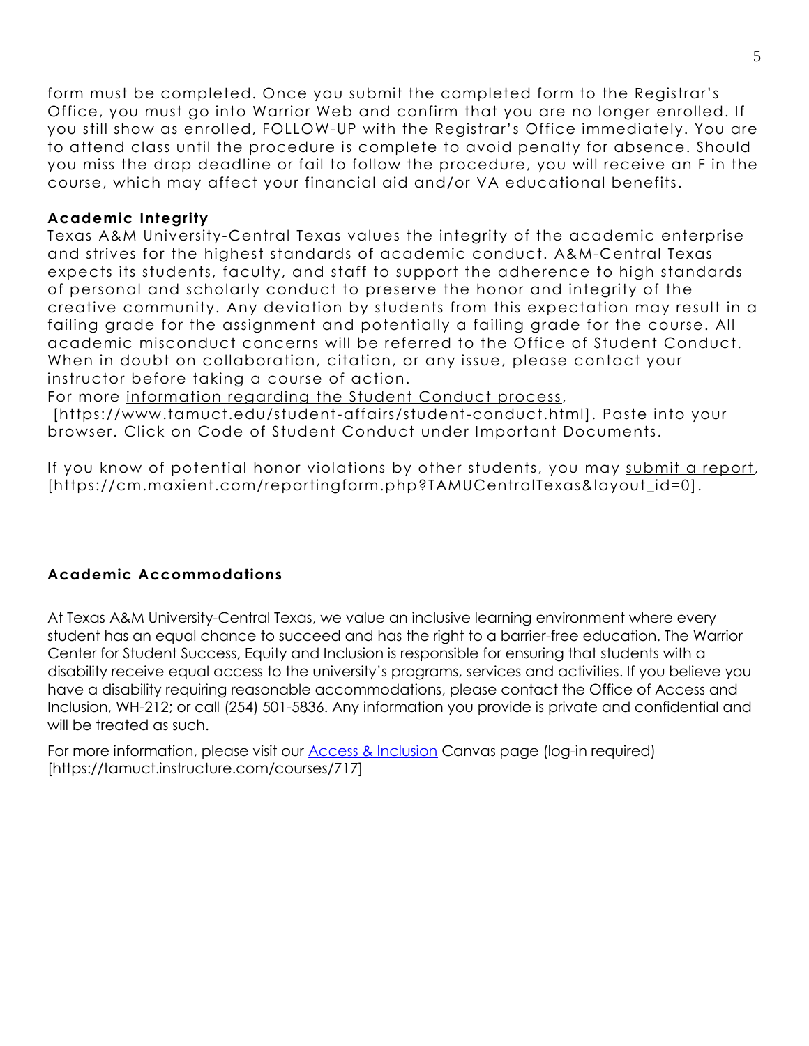form must be completed. Once you submit the completed form to the Registrar's Office, you must go into Warrior Web and confirm that you are no longer enrolled. If you still show as enrolled, FOLLOW-UP with the Registrar's Office immediately. You are to attend class until the procedure is complete to avoid penalty for absence. Should you miss the drop deadline or fail to follow the procedure, you will receive an F in the course, which may affect your financial aid and/or VA educational benefits.

**Academic Integrity**

Texas A&M University-Central Texas values the integrity of the academic enterprise and strives for the highest standards of academic conduct. A&M-Central Texas expects its students, faculty, and staff to support the adherence to high standards of personal and scholarly conduct to preserve the honor and integrity of the creative community. Any deviation by students from this expectation may result in a failing grade for the assignment and potentially a failing grade for the course. All academic misconduct concerns will be referred to the Office of Student Conduct. When in doubt on collaboration, citation, or any issue, please contact your instructor before taking a course of action.

For more information regarding the Student Conduct process, [https://www.tamuct.edu/student-affairs/student-conduct.html]. Paste into your browser. Click on Code of Student Conduct under Important Documents.

If you know of potential honor violations by other students, you may submit a report, [https://cm.maxient.com/reportingform.php?TAMUCentralTexas&layout_id=0].

**Academic Accommodations**

At Texas A&M University-Central Texas, we value an inclusive learning environment where every student has an equal chance to succeed and has the right to a barrier-free education. The Warrior Center for Student Success, Equity and Inclusion is responsible for ensuring that students with a disability receive equal access to the university's programs, services and activities. If you believe you have a disability requiring reasonable accommodations, please contact the Office of Access and Inclusion, WH-212; or call (254) 501-5836. Any information you provide is private and confidential and will be treated as such.

For more information, please visit our Access & Inclusion Canvas page (log-in required) [https://tamuct.instructure.com/courses/717]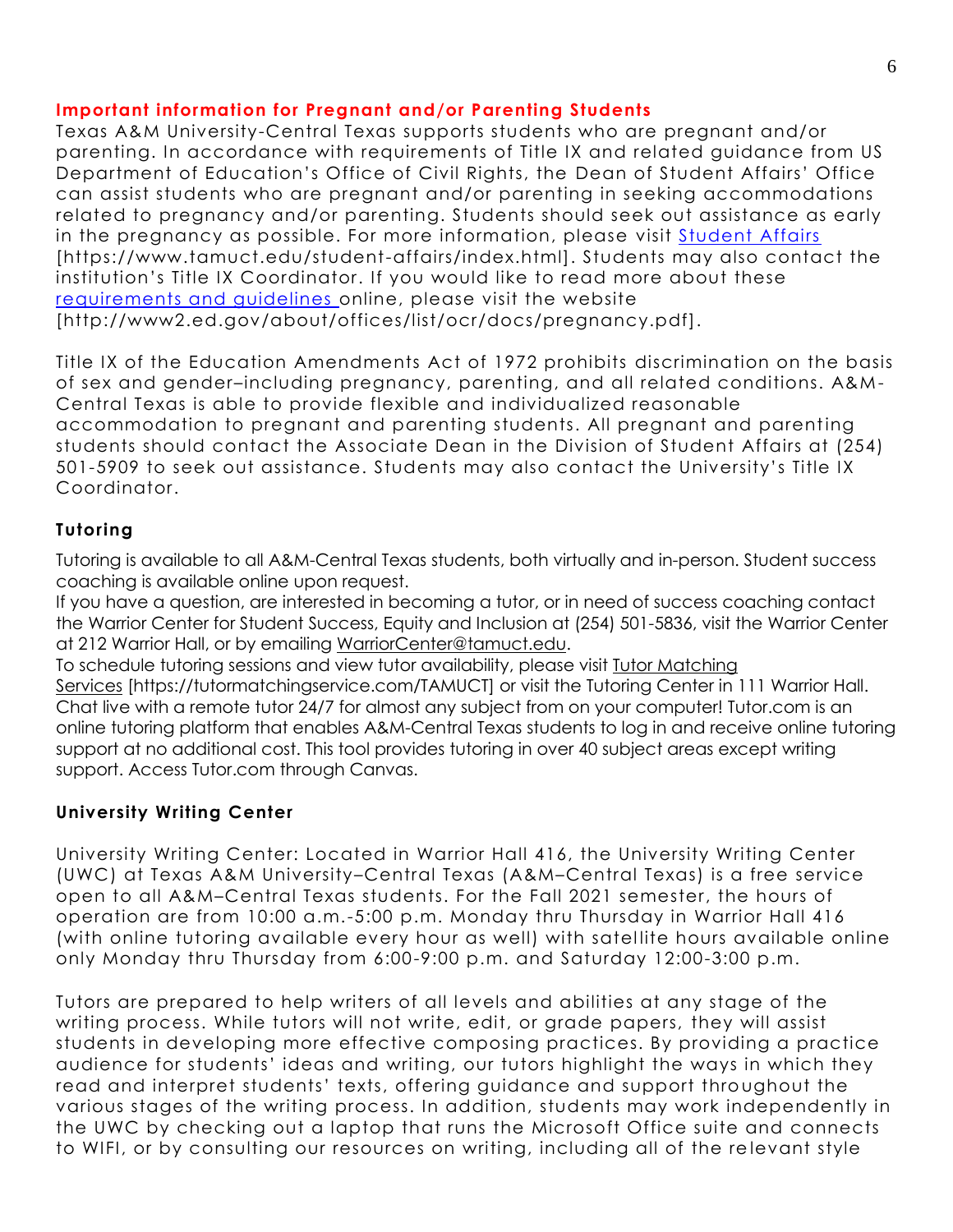## Important information for Pregnant and/or Parenting Students

Texas A&M University-Central Texas supports students who are pregnant and/or parenting. In accordance with requirements of Title IX and related guidance from US Department of Education's Office of Civil Rights, the Dean of Student Affairs' Office can assist students who are pregnant and/or parenting in seeking accommodations related to pregnancy and/or parenting. Students should seek out assistance as early in the pregnancy as possible. For more information, please visit Student Affairs [https://www.tamuct.edu/student-affairs/index.html]. Students may also contact the institution's Title IX Coordinator. If you would like to read more about these requirements and guidelines online, please visit the website [http://www2.ed.gov/about/offices/list/ocr/docs/pregnancy.pdf].

Title IX of the Education Amendments Act of 1972 prohibits discrimination on the basis of sex and gender–including pregnancy, parenting, and all related conditions. A&M-Central Texas is able to provide flexible and individualized reasonable accommodation to pregnant and parenting students. All pregnant and parenting students should contact the Associate Dean in the Division of Student Affairs at (254) 501-5909 to seek out assistance. Students may also contact the University's Title IX Coordinator.

### Tutoring

Tutoring is available to all A&M-Central Texas students, both virtually and in-person. Student success coaching is available online upon request.
If you have a question, are interested in becoming a tutor, or in need of success coaching contact the Warrior Center for Student Success, Equity and Inclusion at (254) 501-5836, visit the Warrior Center at 212 Warrior Hall, or by emailing WarriorCenter@tamuct.edu.
To schedule tutoring sessions and view tutor availability, please visit Tutor Matching Services [https://tutormatchingservice.com/TAMUCT] or visit the Tutoring Center in 111 Warrior Hall.
Chat live with a remote tutor 24/7 for almost any subject from on your computer! Tutor.com is an online tutoring platform that enables A&M-Central Texas students to log in and receive online tutoring support at no additional cost. This tool provides tutoring in over 40 subject areas except writing support. Access Tutor.com through Canvas.

### University Writing Center

University Writing Center: Located in Warrior Hall 416, the University Writing Center (UWC) at Texas A&M University–Central Texas (A&M–Central Texas) is a free service open to all A&M–Central Texas students. For the Fall 2021 semester, the hours of operation are from 10:00 a.m.-5:00 p.m. Monday thru Thursday in Warrior Hall 416 (with online tutoring available every hour as well) with satellite hours available online only Monday thru Thursday from 6:00-9:00 p.m. and Saturday 12:00-3:00 p.m.

Tutors are prepared to help writers of all levels and abilities at any stage of the writing process. While tutors will not write, edit, or grade papers, they will assist students in developing more effective composing practices. By providing a practice audience for students' ideas and writing, our tutors highlight the ways in which they read and interpret students' texts, offering guidance and support throughout the various stages of the writing process. In addition, students may work independently in the UWC by checking out a laptop that runs the Microsoft Office suite and connects to WIFI, or by consulting our resources on writing, including all of the relevant style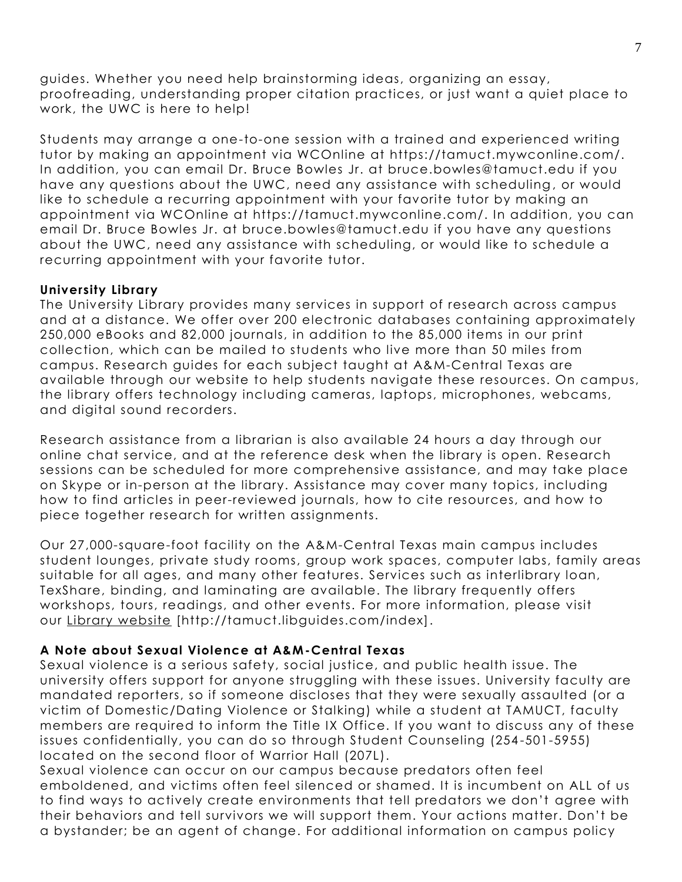guides. Whether you need help brainstorming ideas, organizing an essay, proofreading, understanding proper citation practices, or just want a quiet place to work, the UWC is here to help!

Students may arrange a one-to-one session with a trained and experienced writing tutor by making an appointment via WCOnline at https://tamuct.mywconline.com/. In addition, you can email Dr. Bruce Bowles Jr. at bruce.bowles@tamuct.edu if you have any questions about the UWC, need any assistance with scheduling, or would like to schedule a recurring appointment with your favorite tutor by making an appointment via WCOnline at https://tamuct.mywconline.com/. In addition, you can email Dr. Bruce Bowles Jr. at bruce.bowles@tamuct.edu if you have any questions about the UWC, need any assistance with scheduling, or would like to schedule a recurring appointment with your favorite tutor.

**University Library**

The University Library provides many services in support of research across campus and at a distance. We offer over 200 electronic databases containing approximately 250,000 eBooks and 82,000 journals, in addition to the 85,000 items in our print collection, which can be mailed to students who live more than 50 miles from campus. Research guides for each subject taught at A&M-Central Texas are available through our website to help students navigate these resources. On campus, the library offers technology including cameras, laptops, microphones, webcams, and digital sound recorders.

Research assistance from a librarian is also available 24 hours a day through our online chat service, and at the reference desk when the library is open. Research sessions can be scheduled for more comprehensive assistance, and may take place on Skype or in-person at the library. Assistance may cover many topics, including how to find articles in peer-reviewed journals, how to cite resources, and how to piece together research for written assignments.

Our 27,000-square-foot facility on the A&M-Central Texas main campus includes student lounges, private study rooms, group work spaces, computer labs, family areas suitable for all ages, and many other features. Services such as interlibrary loan, TexShare, binding, and laminating are available. The library frequently offers workshops, tours, readings, and other events. For more information, please visit our Library website [http://tamuct.libguides.com/index].

**A Note about Sexual Violence at A&M-Central Texas**

Sexual violence is a serious safety, social justice, and public health issue. The university offers support for anyone struggling with these issues. University faculty are mandated reporters, so if someone discloses that they were sexually assaulted (or a victim of Domestic/Dating Violence or Stalking) while a student at TAMUCT, faculty members are required to inform the Title IX Office. If you want to discuss any of these issues confidentially, you can do so through Student Counseling (254-501-5955) located on the second floor of Warrior Hall (207L).

Sexual violence can occur on our campus because predators often feel emboldened, and victims often feel silenced or shamed. It is incumbent on ALL of us to find ways to actively create environments that tell predators we don't agree with their behaviors and tell survivors we will support them. Your actions matter. Don't be a bystander; be an agent of change. For additional information on campus policy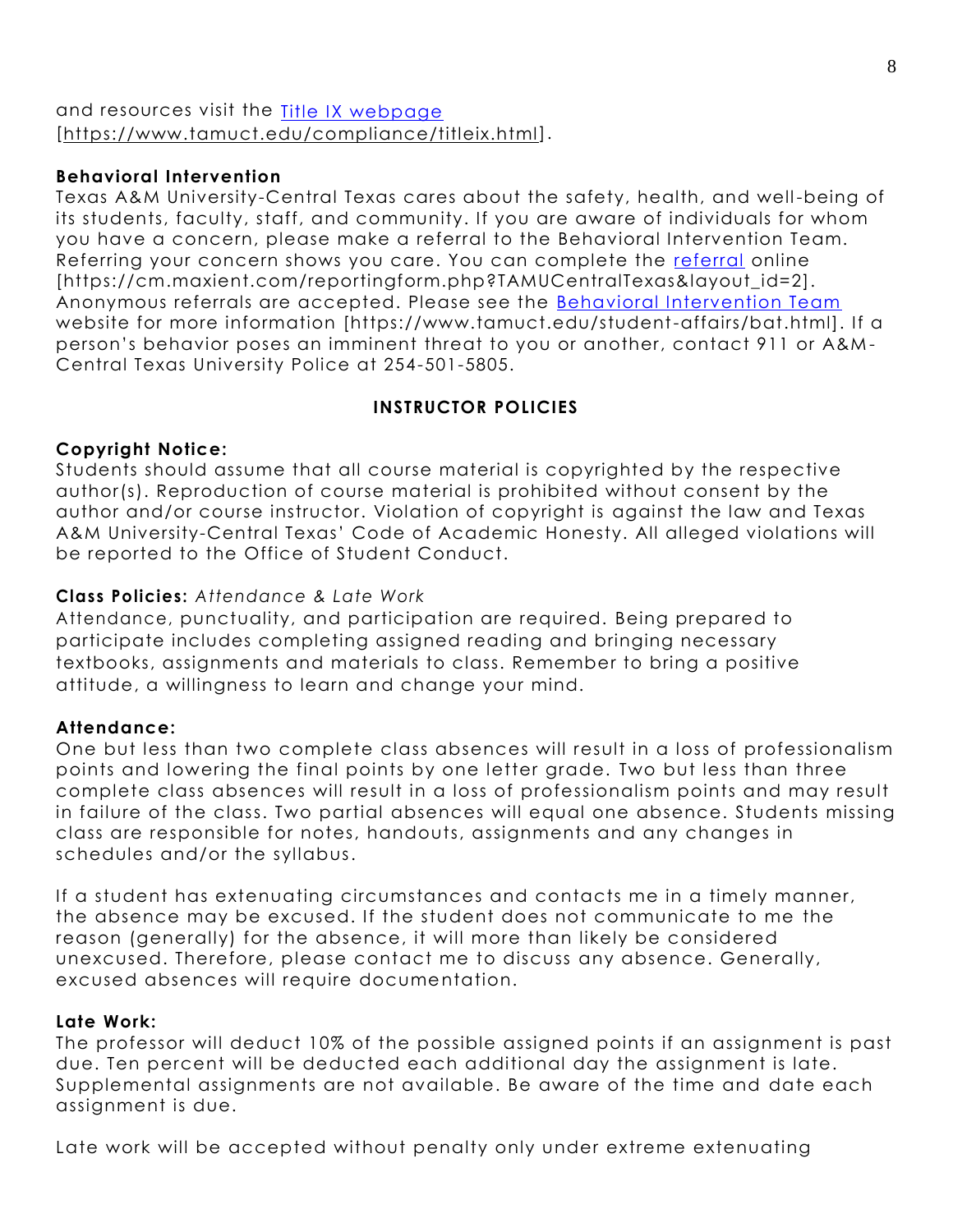and resources visit the [Title IX webpage](https://www.tamuct.edu/compliance/titleix.html) [https://www.tamuct.edu/compliance/titleix.html].

**Behavioral Intervention**
Texas A&M University-Central Texas cares about the safety, health, and well-being of its students, faculty, staff, and community. If you are aware of individuals for whom you have a concern, please make a referral to the Behavioral Intervention Team. Referring your concern shows you care. You can complete the [referral](https://cm.maxient.com/reportingform.php?TAMUCentralTexas&layout_id=2) online [https://cm.maxient.com/reportingform.php?TAMUCentralTexas&layout_id=2]. Anonymous referrals are accepted. Please see the [Behavioral Intervention Team](https://www.tamuct.edu/student-affairs/bat.html) website for more information [https://www.tamuct.edu/student-affairs/bat.html]. If a person's behavior poses an imminent threat to you or another, contact 911 or A&M-Central Texas University Police at 254-501-5805.

## INSTRUCTOR POLICIES

**Copyright Notice:**
Students should assume that all course material is copyrighted by the respective author(s). Reproduction of course material is prohibited without consent by the author and/or course instructor. Violation of copyright is against the law and Texas A&M University-Central Texas' Code of Academic Honesty. All alleged violations will be reported to the Office of Student Conduct.

**Class Policies:** *Attendance & Late Work*
Attendance, punctuality, and participation are required. Being prepared to participate includes completing assigned reading and bringing necessary textbooks, assignments and materials to class. Remember to bring a positive attitude, a willingness to learn and change your mind.

**Attendance:**
One but less than two complete class absences will result in a loss of professionalism points and lowering the final points by one letter grade. Two but less than three complete class absences will result in a loss of professionalism points and may result in failure of the class. Two partial absences will equal one absence. Students missing class are responsible for notes, handouts, assignments and any changes in schedules and/or the syllabus.

If a student has extenuating circumstances and contacts me in a timely manner, the absence may be excused. If the student does not communicate to me the reason (generally) for the absence, it will more than likely be considered unexcused. Therefore, please contact me to discuss any absence. Generally, excused absences will require documentation.

**Late Work:**
The professor will deduct 10% of the possible assigned points if an assignment is past due. Ten percent will be deducted each additional day the assignment is late. Supplemental assignments are not available. Be aware of the time and date each assignment is due.

Late work will be accepted without penalty only under extreme extenuating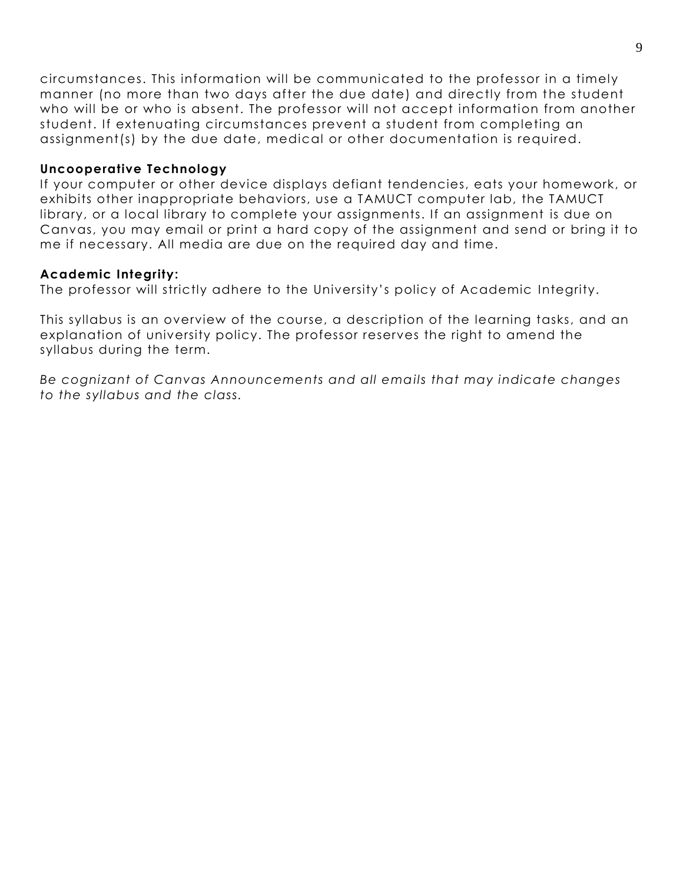circumstances. This information will be communicated to the professor in a timely manner (no more than two days after the due date) and directly from the student who will be or who is absent. The professor will not accept information from another student. If extenuating circumstances prevent a student from completing an assignment(s) by the due date, medical or other documentation is required.

**Uncooperative Technology**

If your computer or other device displays defiant tendencies, eats your homework, or exhibits other inappropriate behaviors, use a TAMUCT computer lab, the TAMUCT library, or a local library to complete your assignments. If an assignment is due on Canvas, you may email or print a hard copy of the assignment and send or bring it to me if necessary. All media are due on the required day and time.

**Academic Integrity:**

The professor will strictly adhere to the University's policy of Academic Integrity.

This syllabus is an overview of the course, a description of the learning tasks, and an explanation of university policy. The professor reserves the right to amend the syllabus during the term.

*Be cognizant of Canvas Announcements and all emails that may indicate changes to the syllabus and the class.*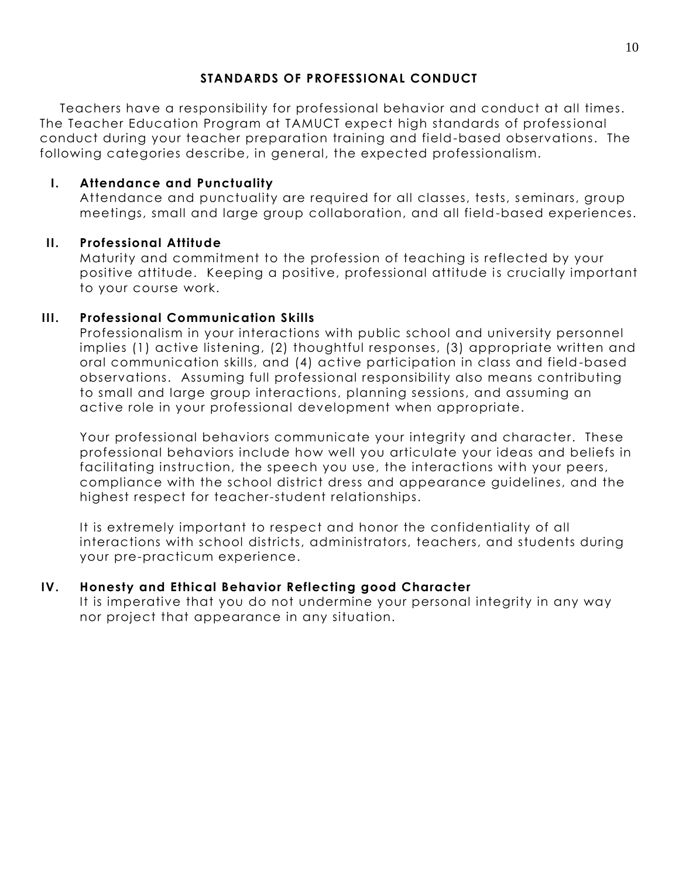## STANDARDS OF PROFESSIONAL CONDUCT

Teachers have a responsibility for professional behavior and conduct at all times. The Teacher Education Program at TAMUCT expect high standards of professional conduct during your teacher preparation training and field-based observations. The following categories describe, in general, the expected professionalism.

### I. Attendance and Punctuality

Attendance and punctuality are required for all classes, tests, seminars, group meetings, small and large group collaboration, and all field-based experiences.

### II. Professional Attitude

Maturity and commitment to the profession of teaching is reflected by your positive attitude. Keeping a positive, professional attitude is crucially important to your course work.

### III. Professional Communication Skills

Professionalism in your interactions with public school and university personnel implies (1) active listening, (2) thoughtful responses, (3) appropriate written and oral communication skills, and (4) active participation in class and field-based observations. Assuming full professional responsibility also means contributing to small and large group interactions, planning sessions, and assuming an active role in your professional development when appropriate.

Your professional behaviors communicate your integrity and character. These professional behaviors include how well you articulate your ideas and beliefs in facilitating instruction, the speech you use, the interactions with your peers, compliance with the school district dress and appearance guidelines, and the highest respect for teacher-student relationships.

It is extremely important to respect and honor the confidentiality of all interactions with school districts, administrators, teachers, and students during your pre-practicum experience.

### IV. Honesty and Ethical Behavior Reflecting good Character

It is imperative that you do not undermine your personal integrity in any way nor project that appearance in any situation.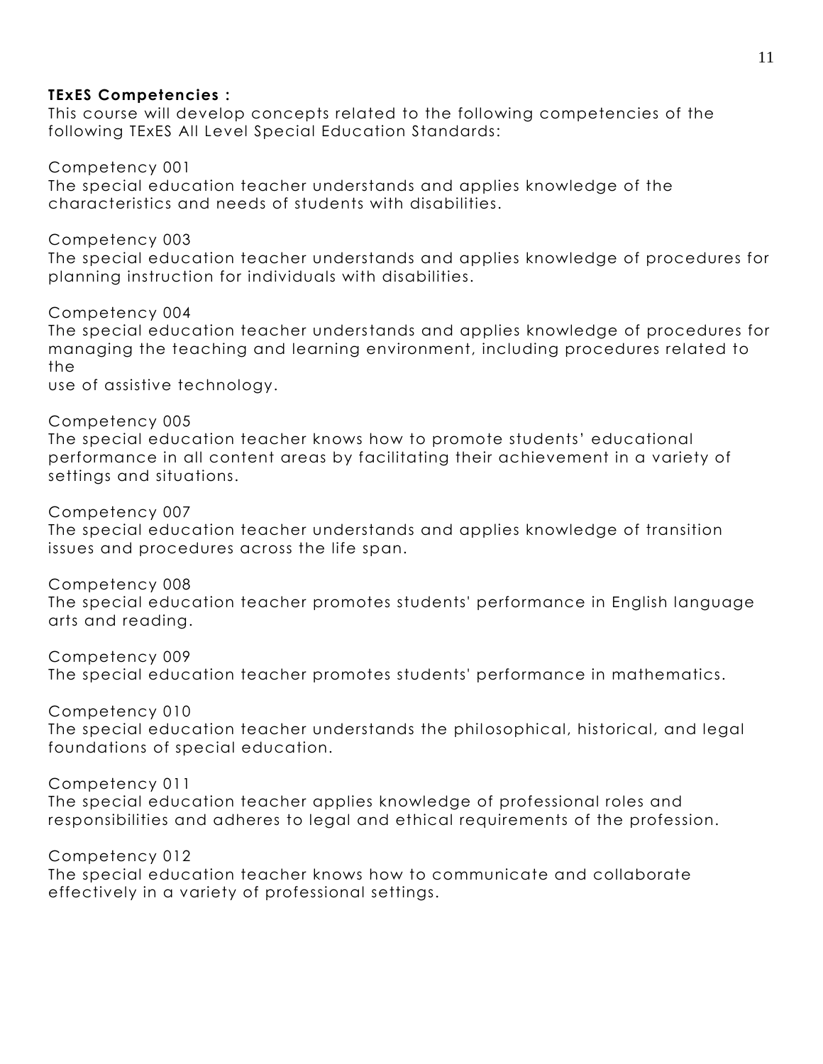**TExES Competencies :**
This course will develop concepts related to the following competencies of the following TExES All Level Special Education Standards:

Competency 001
The special education teacher understands and applies knowledge of the characteristics and needs of students with disabilities.

Competency 003
The special education teacher understands and applies knowledge of procedures for planning instruction for individuals with disabilities.

Competency 004
The special education teacher understands and applies knowledge of procedures for managing the teaching and learning environment, including procedures related to the
use of assistive technology.

Competency 005
The special education teacher knows how to promote students' educational performance in all content areas by facilitating their achievement in a variety of settings and situations.

Competency 007
The special education teacher understands and applies knowledge of transition issues and procedures across the life span.

Competency 008
The special education teacher promotes students' performance in English language arts and reading.

Competency 009
The special education teacher promotes students' performance in mathematics.

Competency 010
The special education teacher understands the philosophical, historical, and legal foundations of special education.

Competency 011
The special education teacher applies knowledge of professional roles and responsibilities and adheres to legal and ethical requirements of the profession.

Competency 012
The special education teacher knows how to communicate and collaborate effectively in a variety of professional settings.